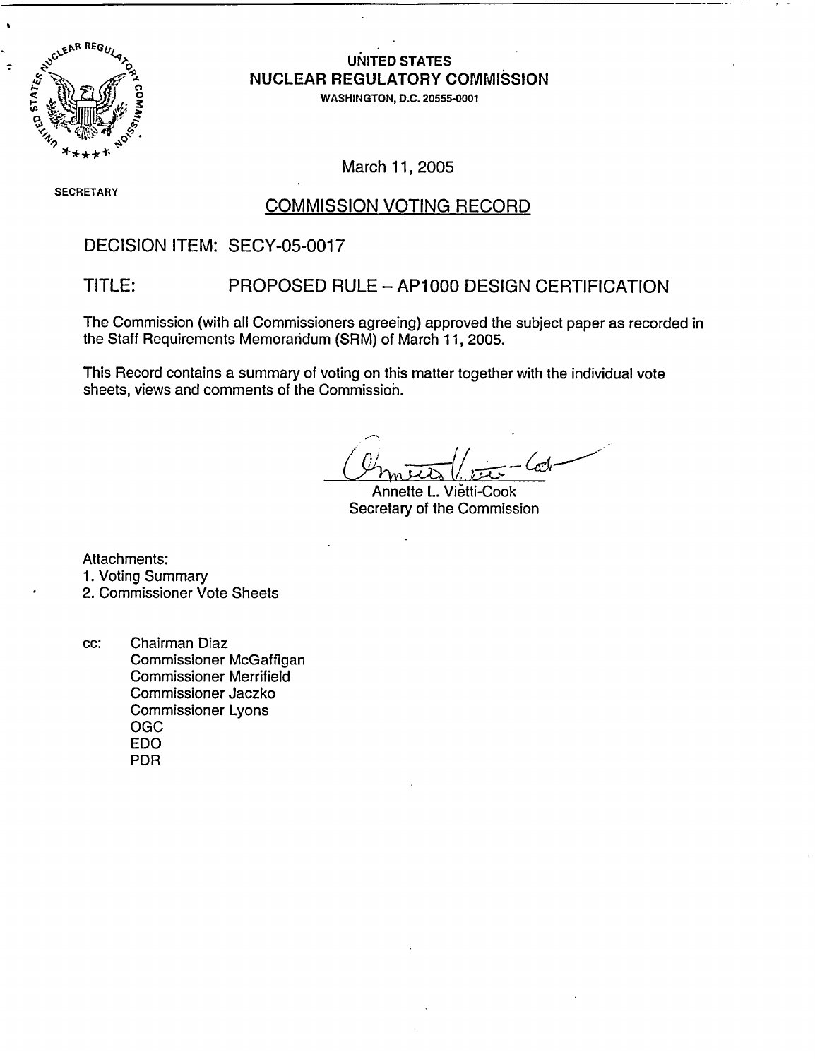UNITED STATES
NUCLEAR REGULATORY COMMISSION
WASHINGTON, D.C. 20555-0001

SECRETARY

March 11, 2005

## COMMISSION VOTING RECORD

DECISION ITEM: SECY-05-0017

TITLE: PROPOSED RULE – AP1000 DESIGN CERTIFICATION

The Commission (with all Commissioners agreeing) approved the subject paper as recorded in the Staff Requirements Memorandum (SRM) of March 11, 2005.

This Record contains a summary of voting on this matter together with the individual vote sheets, views and comments of the Commission.

Annette L. Vietti-Cook
Secretary of the Commission

Attachments:
1. Voting Summary
2. Commissioner Vote Sheets

cc: Chairman Diaz
Commissioner McGaffigan
Commissioner Merrifield
Commissioner Jaczko
Commissioner Lyons
OGC
EDO
PDR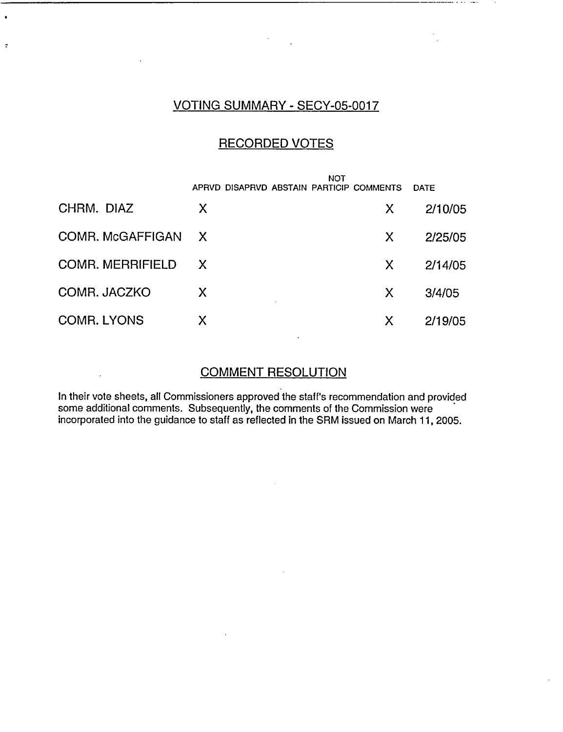## VOTING SUMMARY - SECY-05-0017

## RECORDED VOTES

| | APRVD | DISAPRVD | ABSTAIN | NOT PARTICIP | COMMENTS | DATE |
|---|---|---|---|---|---|---|
| CHRM. DIAZ | X | | | | X | 2/10/05 |
| COMR. McGAFFIGAN | X | | | | X | 2/25/05 |
| COMR. MERRIFIELD | X | | | | X | 2/14/05 |
| COMR. JACZKO | X | | | | X | 3/4/05 |
| COMR. LYONS | X | | | | X | 2/19/05 |

## COMMENT RESOLUTION

In their vote sheets, all Commissioners approved the staff's recommendation and provided some additional comments. Subsequently, the comments of the Commission were incorporated into the guidance to staff as reflected in the SRM issued on March 11, 2005.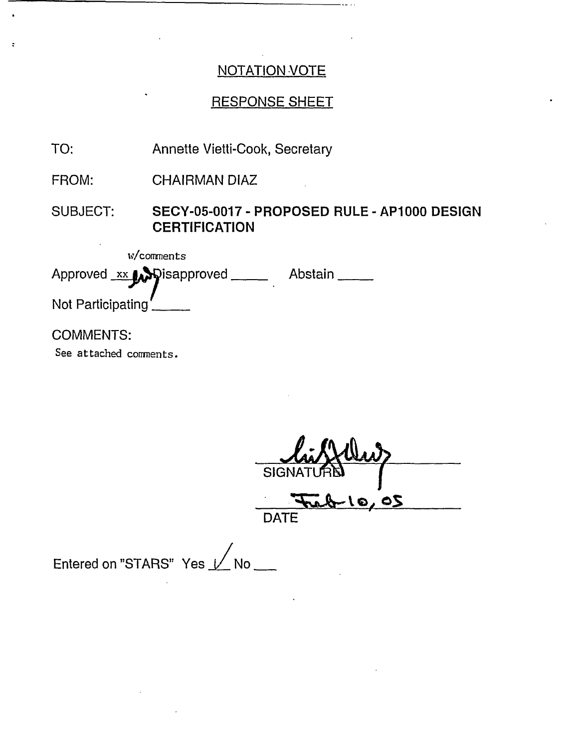## NOTATION VOTE

## RESPONSE SHEET

TO: Annette Vietti-Cook, Secretary

FROM: CHAIRMAN DIAZ

SUBJECT: **SECY-05-0017 - PROPOSED RULE - AP1000 DESIGN CERTIFICATION**

Approved xx w/comments Disapproved _____ Abstain _____

Not Participating _____

COMMENTS:

See attached comments.

SIGNATURE

Feb 10, 05

DATE

Entered on "STARS" Yes ✓ No ___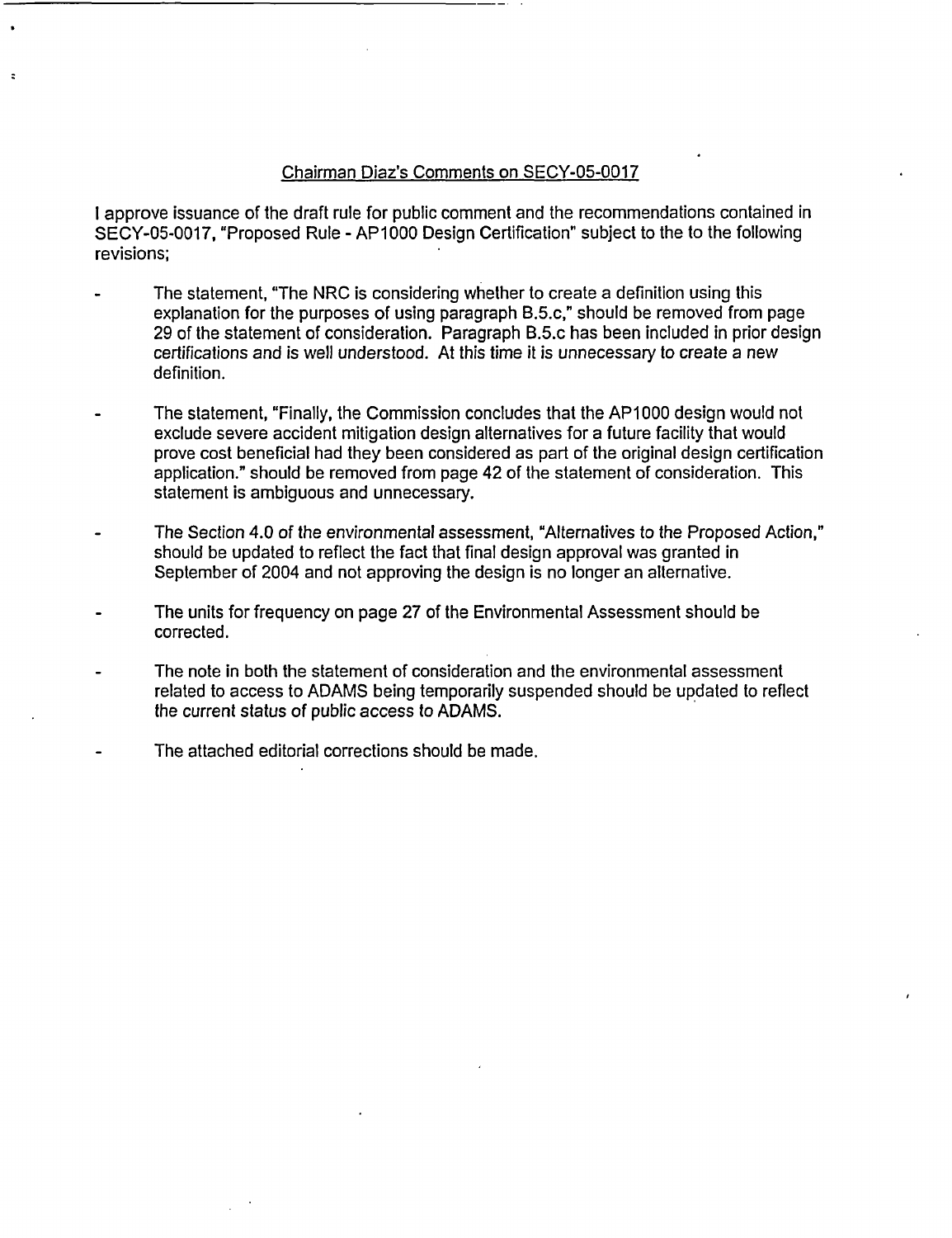Chairman Diaz's Comments on SECY-05-0017

I approve issuance of the draft rule for public comment and the recommendations contained in SECY-05-0017, "Proposed Rule - AP1000 Design Certification" subject to the to the following revisions;

- The statement, "The NRC is considering whether to create a definition using this explanation for the purposes of using paragraph B.5.c," should be removed from page 29 of the statement of consideration. Paragraph B.5.c has been included in prior design certifications and is well understood. At this time it is unnecessary to create a new definition.
- The statement, "Finally, the Commission concludes that the AP1000 design would not exclude severe accident mitigation design alternatives for a future facility that would prove cost beneficial had they been considered as part of the original design certification application." should be removed from page 42 of the statement of consideration. This statement is ambiguous and unnecessary.
- The Section 4.0 of the environmental assessment, "Alternatives to the Proposed Action," should be updated to reflect the fact that final design approval was granted in September of 2004 and not approving the design is no longer an alternative.
- The units for frequency on page 27 of the Environmental Assessment should be corrected.
- The note in both the statement of consideration and the environmental assessment related to access to ADAMS being temporarily suspended should be updated to reflect the current status of public access to ADAMS.
- The attached editorial corrections should be made.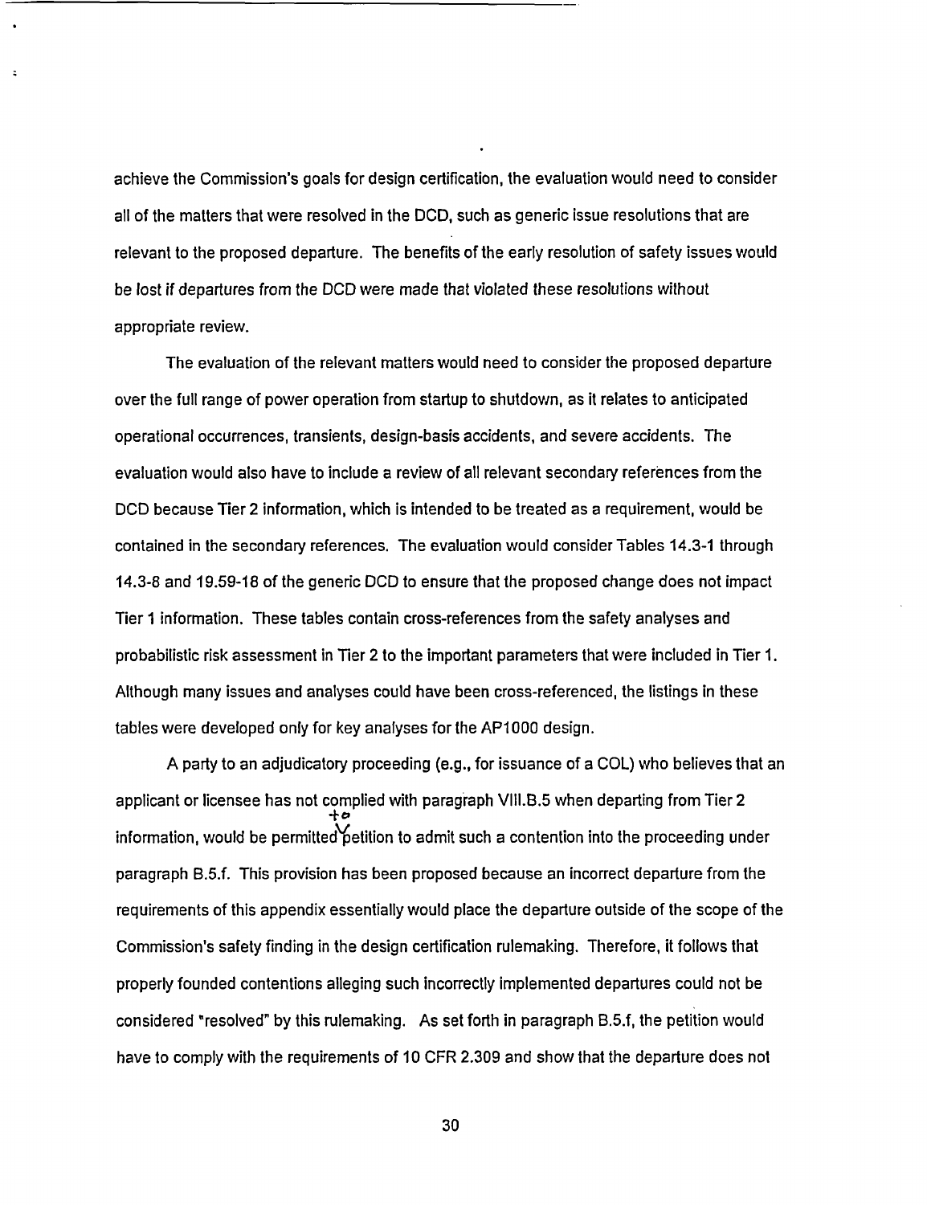achieve the Commission's goals for design certification, the evaluation would need to consider all of the matters that were resolved in the DCD, such as generic issue resolutions that are relevant to the proposed departure. The benefits of the early resolution of safety issues would be lost if departures from the DCD were made that violated these resolutions without appropriate review.

The evaluation of the relevant matters would need to consider the proposed departure over the full range of power operation from startup to shutdown, as it relates to anticipated operational occurrences, transients, design-basis accidents, and severe accidents. The evaluation would also have to include a review of all relevant secondary references from the DCD because Tier 2 information, which is intended to be treated as a requirement, would be contained in the secondary references. The evaluation would consider Tables 14.3-1 through 14.3-8 and 19.59-18 of the generic DCD to ensure that the proposed change does not impact Tier 1 information. These tables contain cross-references from the safety analyses and probabilistic risk assessment in Tier 2 to the important parameters that were included in Tier 1. Although many issues and analyses could have been cross-referenced, the listings in these tables were developed only for key analyses for the AP1000 design.

A party to an adjudicatory proceeding (e.g., for issuance of a COL) who believes that an applicant or licensee has not complied with paragraph VIII.B.5 when departing from Tier 2 information, would be permitted to petition to admit such a contention into the proceeding under paragraph B.5.f. This provision has been proposed because an incorrect departure from the requirements of this appendix essentially would place the departure outside of the scope of the Commission's safety finding in the design certification rulemaking. Therefore, it follows that properly founded contentions alleging such incorrectly implemented departures could not be considered "resolved" by this rulemaking. As set forth in paragraph B.5.f, the petition would have to comply with the requirements of 10 CFR 2.309 and show that the departure does not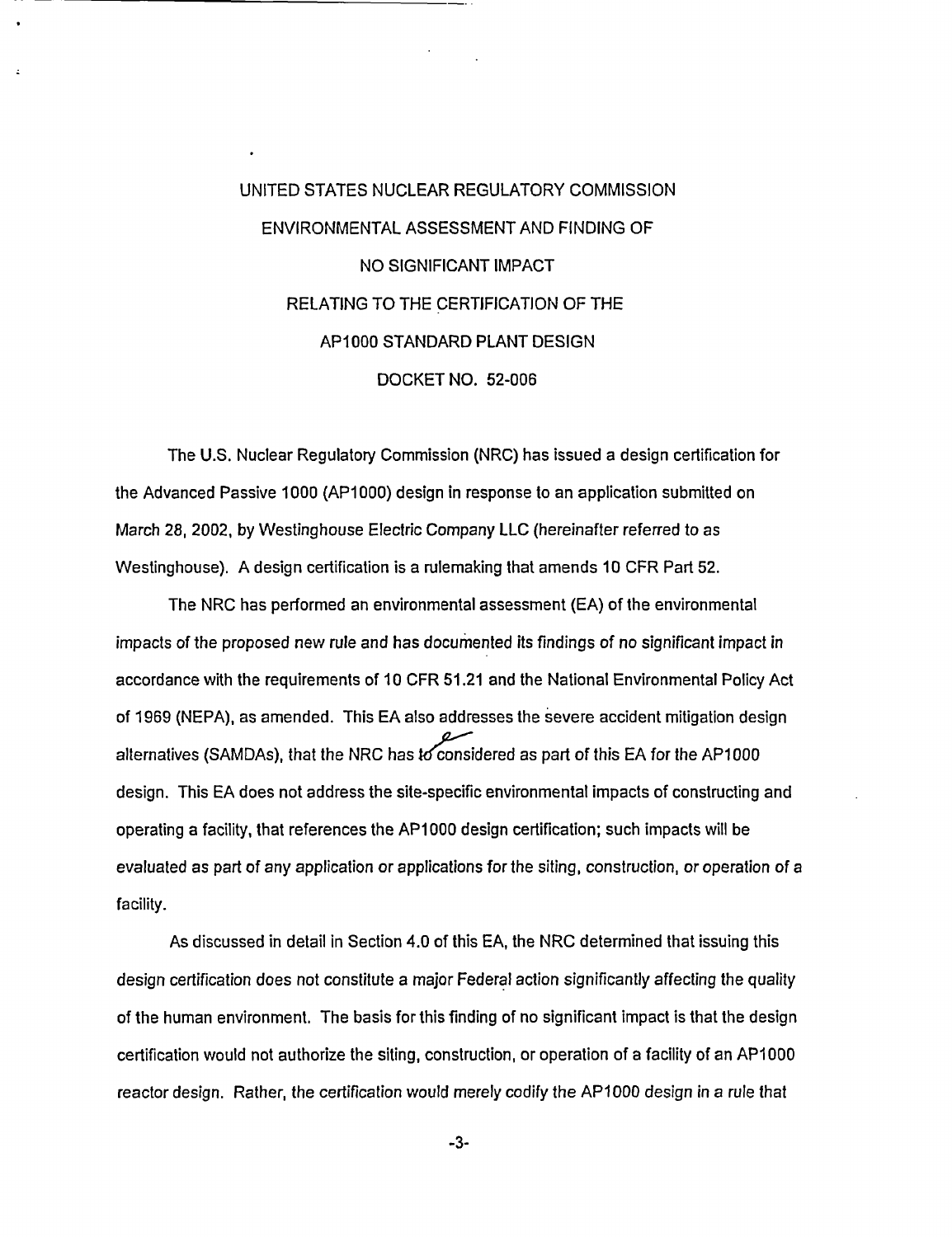# UNITED STATES NUCLEAR REGULATORY COMMISSION

# ENVIRONMENTAL ASSESSMENT AND FINDING OF NO SIGNIFICANT IMPACT

# RELATING TO THE CERTIFICATION OF THE AP1000 STANDARD PLANT DESIGN

# DOCKET NO. 52-006

The U.S. Nuclear Regulatory Commission (NRC) has issued a design certification for the Advanced Passive 1000 (AP1000) design in response to an application submitted on March 28, 2002, by Westinghouse Electric Company LLC (hereinafter referred to as Westinghouse). A design certification is a rulemaking that amends 10 CFR Part 52.

The NRC has performed an environmental assessment (EA) of the environmental impacts of the proposed new rule and has documented its findings of no significant impact in accordance with the requirements of 10 CFR 51.21 and the National Environmental Policy Act of 1969 (NEPA), as amended. This EA also addresses the severe accident mitigation design alternatives (SAMDAs), that the NRC has considered as part of this EA for the AP1000 design. This EA does not address the site-specific environmental impacts of constructing and operating a facility, that references the AP1000 design certification; such impacts will be evaluated as part of any application or applications for the siting, construction, or operation of a facility.

As discussed in detail in Section 4.0 of this EA, the NRC determined that issuing this design certification does not constitute a major Federal action significantly affecting the quality of the human environment. The basis for this finding of no significant impact is that the design certification would not authorize the siting, construction, or operation of a facility of an AP1000 reactor design. Rather, the certification would merely codify the AP1000 design in a rule that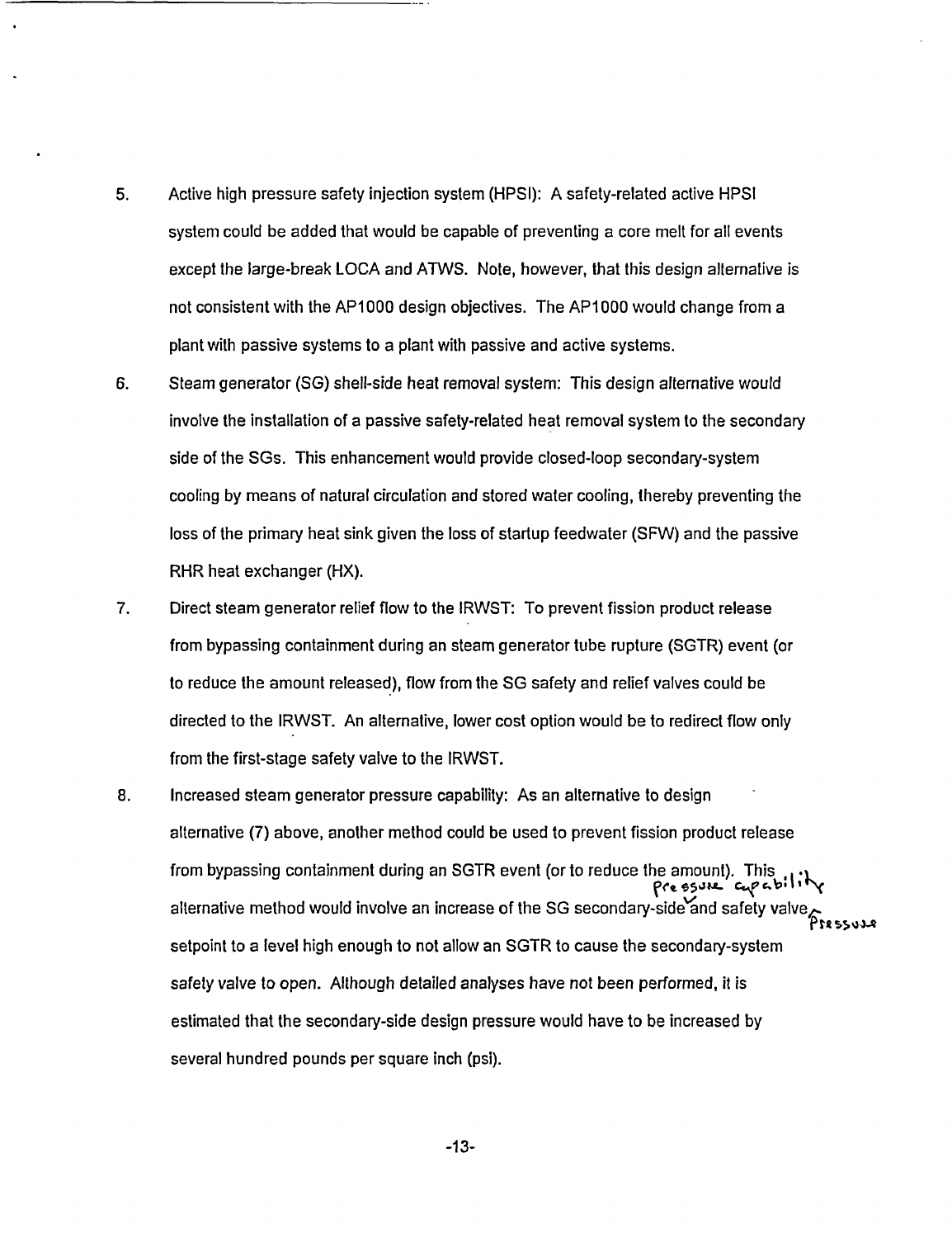5. Active high pressure safety injection system (HPSI): A safety-related active HPSI system could be added that would be capable of preventing a core melt for all events except the large-break LOCA and ATWS. Note, however, that this design alternative is not consistent with the AP1000 design objectives. The AP1000 would change from a plant with passive systems to a plant with passive and active systems.

6. Steam generator (SG) shell-side heat removal system: This design alternative would involve the installation of a passive safety-related heat removal system to the secondary side of the SGs. This enhancement would provide closed-loop secondary-system cooling by means of natural circulation and stored water cooling, thereby preventing the loss of the primary heat sink given the loss of startup feedwater (SFW) and the passive RHR heat exchanger (HX).

7. Direct steam generator relief flow to the IRWST: To prevent fission product release from bypassing containment during an steam generator tube rupture (SGTR) event (or to reduce the amount released), flow from the SG safety and relief valves could be directed to the IRWST. An alternative, lower cost option would be to redirect flow only from the first-stage safety valve to the IRWST.

8. Increased steam generator pressure capability: As an alternative to design alternative (7) above, another method could be used to prevent fission product release from bypassing containment during an SGTR event (or to reduce the amount). This alternative method would involve an increase of the SG secondary-side and safety valve setpoint to a level high enough to not allow an SGTR to cause the secondary-system safety valve to open. Although detailed analyses have not been performed, it is estimated that the secondary-side design pressure would have to be increased by several hundred pounds per square inch (psi).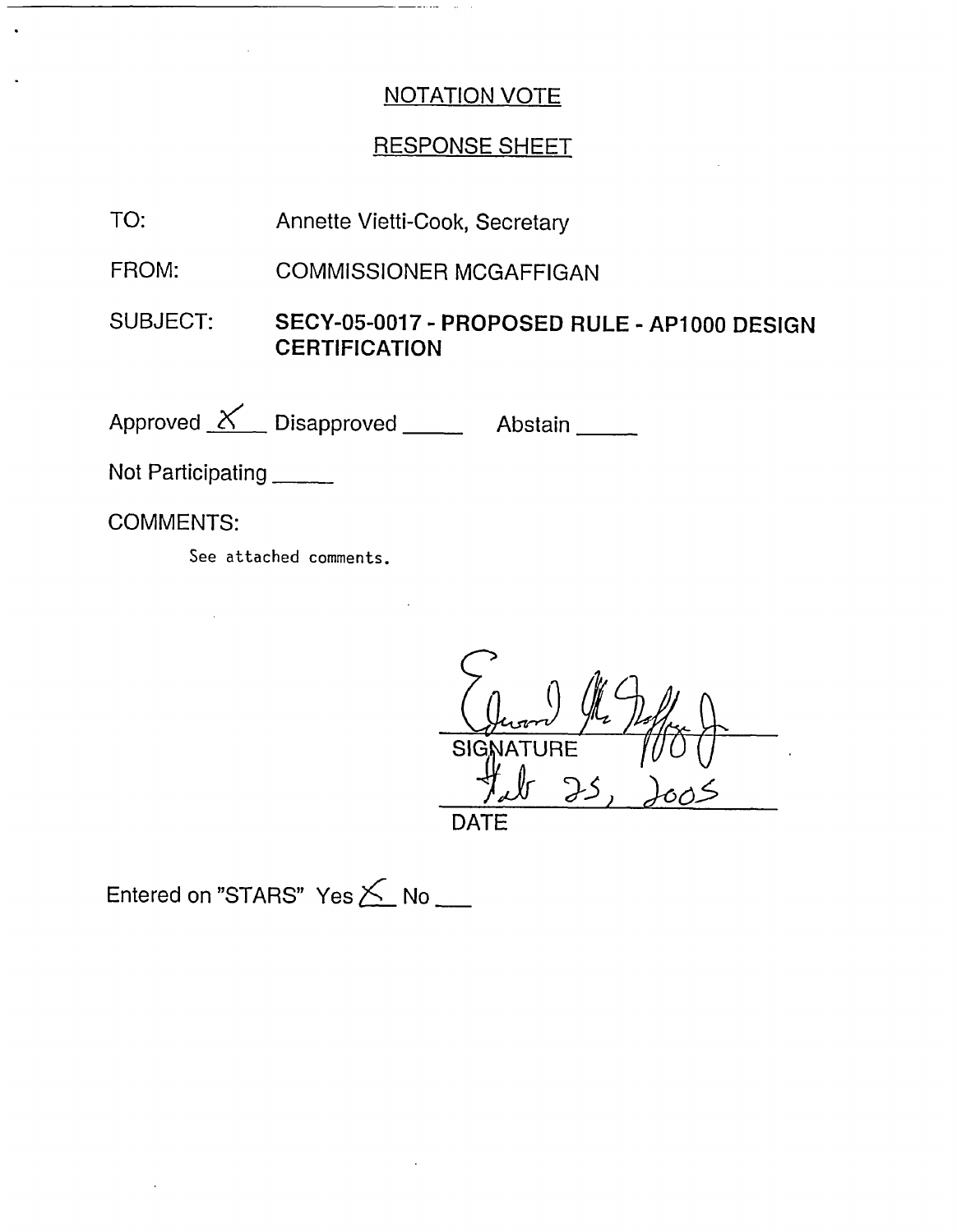# NOTATION VOTE

## RESPONSE SHEET

TO: Annette Vietti-Cook, Secretary

FROM: COMMISSIONER MCGAFFIGAN

SUBJECT: **SECY-05-0017 - PROPOSED RULE - AP1000 DESIGN CERTIFICATION**

Approved X Disapproved _____ Abstain _____

Not Participating _____

COMMENTS:

See attached comments.

Edward McGaffigan Jr.
SIGNATURE

Feb 25, 2005
DATE

Entered on "STARS" Yes X No ___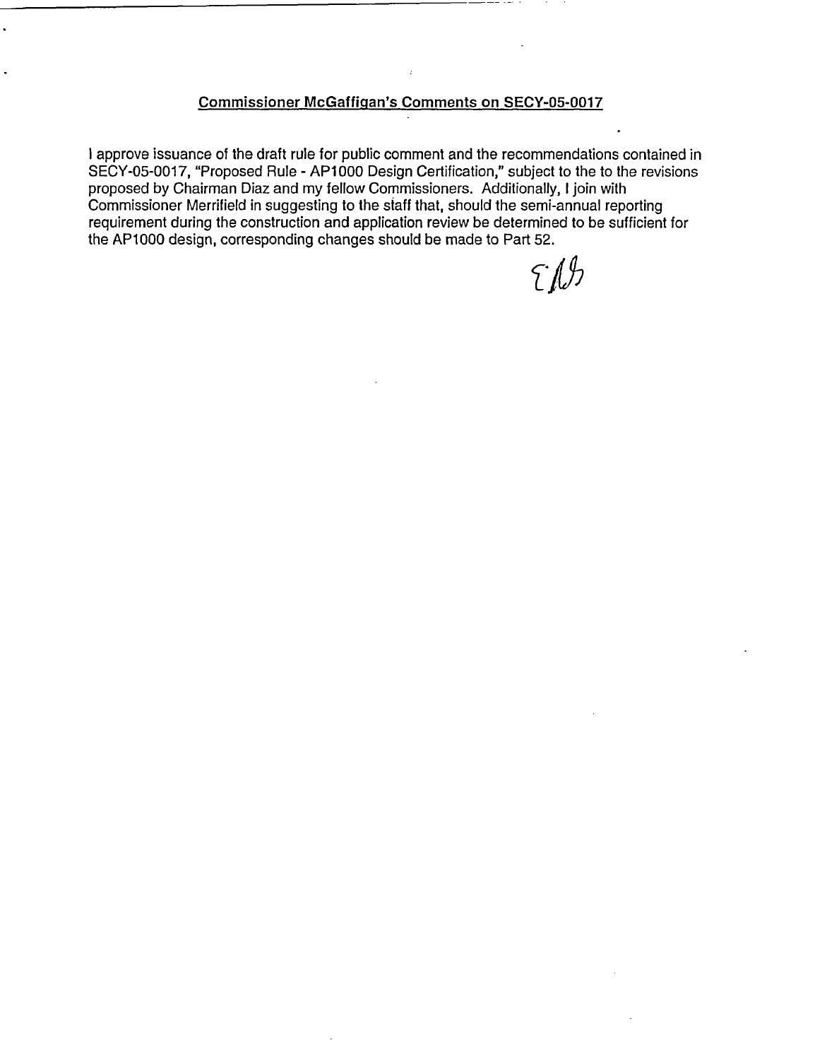## Commissioner McGaffigan's Comments on SECY-05-0017

I approve issuance of the draft rule for public comment and the recommendations contained in SECY-05-0017, "Proposed Rule - AP1000 Design Certification," subject to the to the revisions proposed by Chairman Diaz and my fellow Commissioners. Additionally, I join with Commissioner Merrifield in suggesting to the staff that, should the semi-annual reporting requirement during the construction and application review be determined to be sufficient for the AP1000 design, corresponding changes should be made to Part 52.

EMG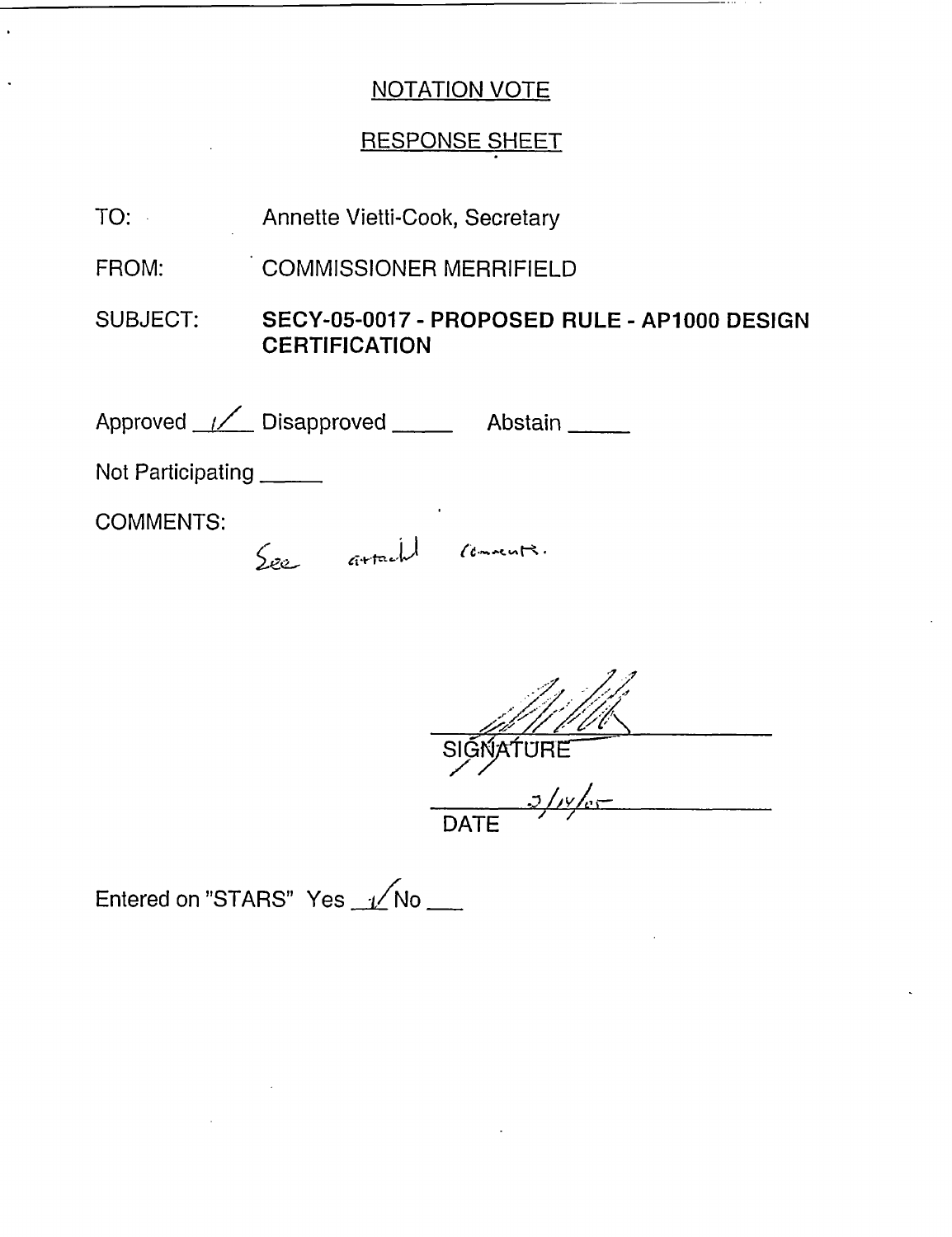## NOTATION VOTE

## RESPONSE SHEET

TO: Annette Vietti-Cook, Secretary

FROM: COMMISSIONER MERRIFIELD

SUBJECT: **SECY-05-0017 - PROPOSED RULE - AP1000 DESIGN CERTIFICATION**

Approved ✓ Disapproved _____ Abstain _____

Not Participating _____

COMMENTS:

See attached comments.

SIGNATURE

3/14/05

DATE

Entered on "STARS" Yes ✓ No ___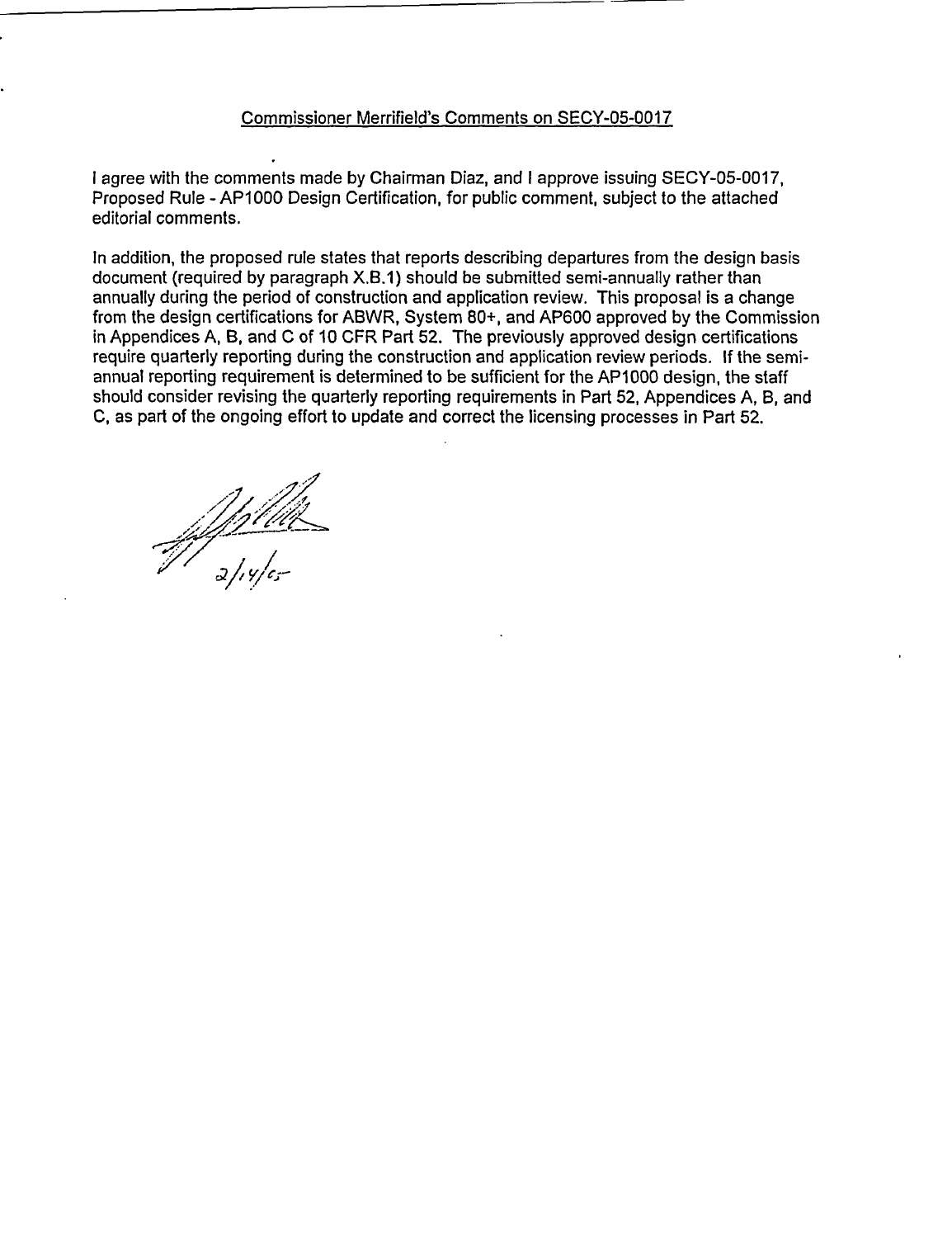Commissioner Merrifield's Comments on SECY-05-0017

I agree with the comments made by Chairman Diaz, and I approve issuing SECY-05-0017, Proposed Rule - AP1000 Design Certification, for public comment, subject to the attached editorial comments.

In addition, the proposed rule states that reports describing departures from the design basis document (required by paragraph X.B.1) should be submitted semi-annually rather than annually during the period of construction and application review. This proposal is a change from the design certifications for ABWR, System 80+, and AP600 approved by the Commission in Appendices A, B, and C of 10 CFR Part 52. The previously approved design certifications require quarterly reporting during the construction and application review periods. If the semi-annual reporting requirement is determined to be sufficient for the AP1000 design, the staff should consider revising the quarterly reporting requirements in Part 52, Appendices A, B, and C, as part of the ongoing effort to update and correct the licensing processes in Part 52.

2/14/05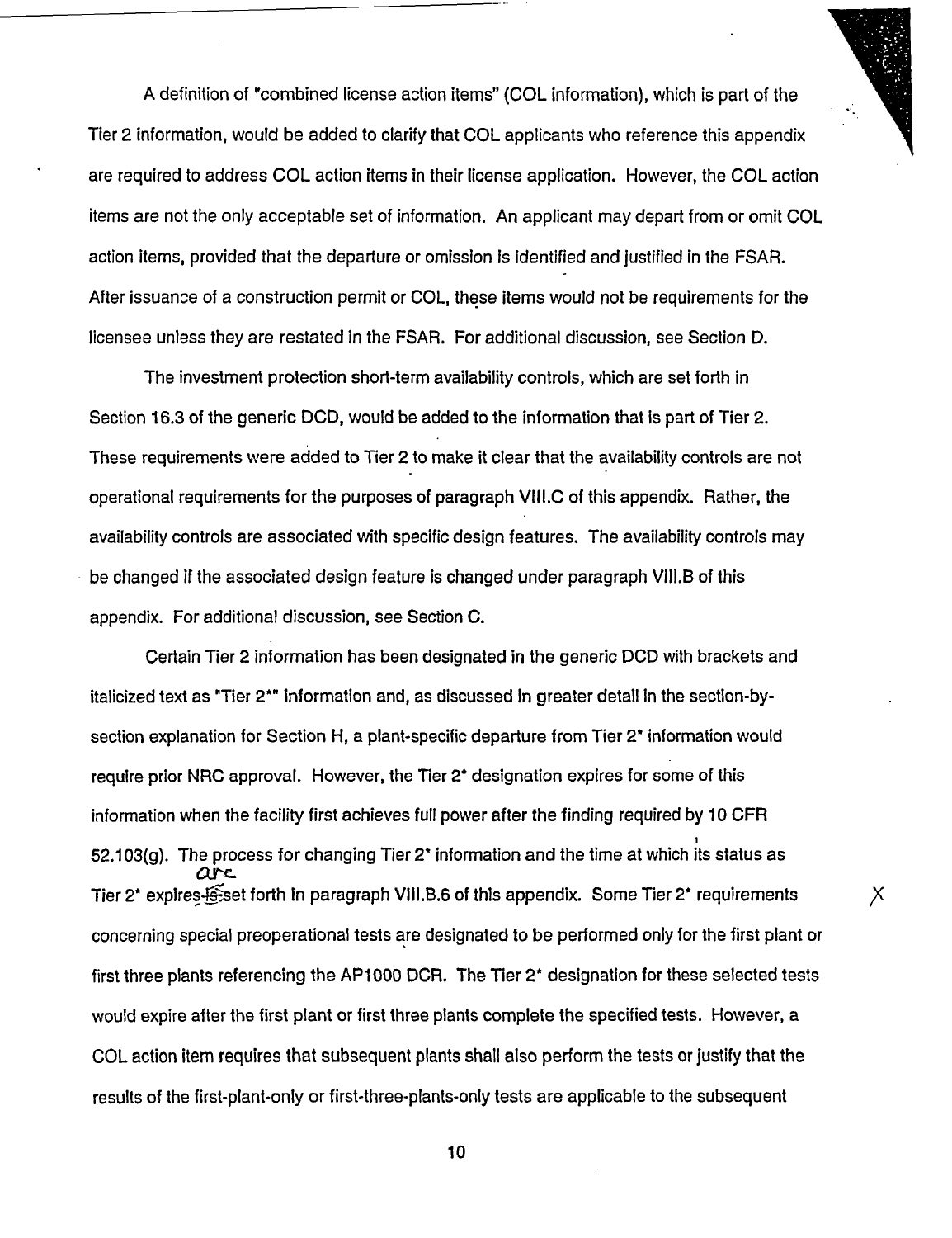A definition of "combined license action items" (COL information), which is part of the Tier 2 information, would be added to clarify that COL applicants who reference this appendix are required to address COL action items in their license application. However, the COL action items are not the only acceptable set of information. An applicant may depart from or omit COL action items, provided that the departure or omission is identified and justified in the FSAR. After issuance of a construction permit or COL, these items would not be requirements for the licensee unless they are restated in the FSAR. For additional discussion, see Section D.

The investment protection short-term availability controls, which are set forth in Section 16.3 of the generic DCD, would be added to the information that is part of Tier 2. These requirements were added to Tier 2 to make it clear that the availability controls are not operational requirements for the purposes of paragraph VIII.C of this appendix. Rather, the availability controls are associated with specific design features. The availability controls may be changed if the associated design feature is changed under paragraph VIII.B of this appendix. For additional discussion, see Section C.

Certain Tier 2 information has been designated in the generic DCD with brackets and italicized text as "Tier 2*" information and, as discussed in greater detail in the section-by-section explanation for Section H, a plant-specific departure from Tier 2* information would require prior NRC approval. However, the Tier 2* designation expires for some of this information when the facility first achieves full power after the finding required by 10 CFR 52.103(g). The process for changing Tier 2* information and the time at which its status as Tier 2* expires are set forth in paragraph VIII.B.6 of this appendix. Some Tier 2* requirements concerning special preoperational tests are designated to be performed only for the first plant or first three plants referencing the AP1000 DCR. The Tier 2* designation for these selected tests would expire after the first plant or first three plants complete the specified tests. However, a COL action item requires that subsequent plants shall also perform the tests or justify that the results of the first-plant-only or first-three-plants-only tests are applicable to the subsequent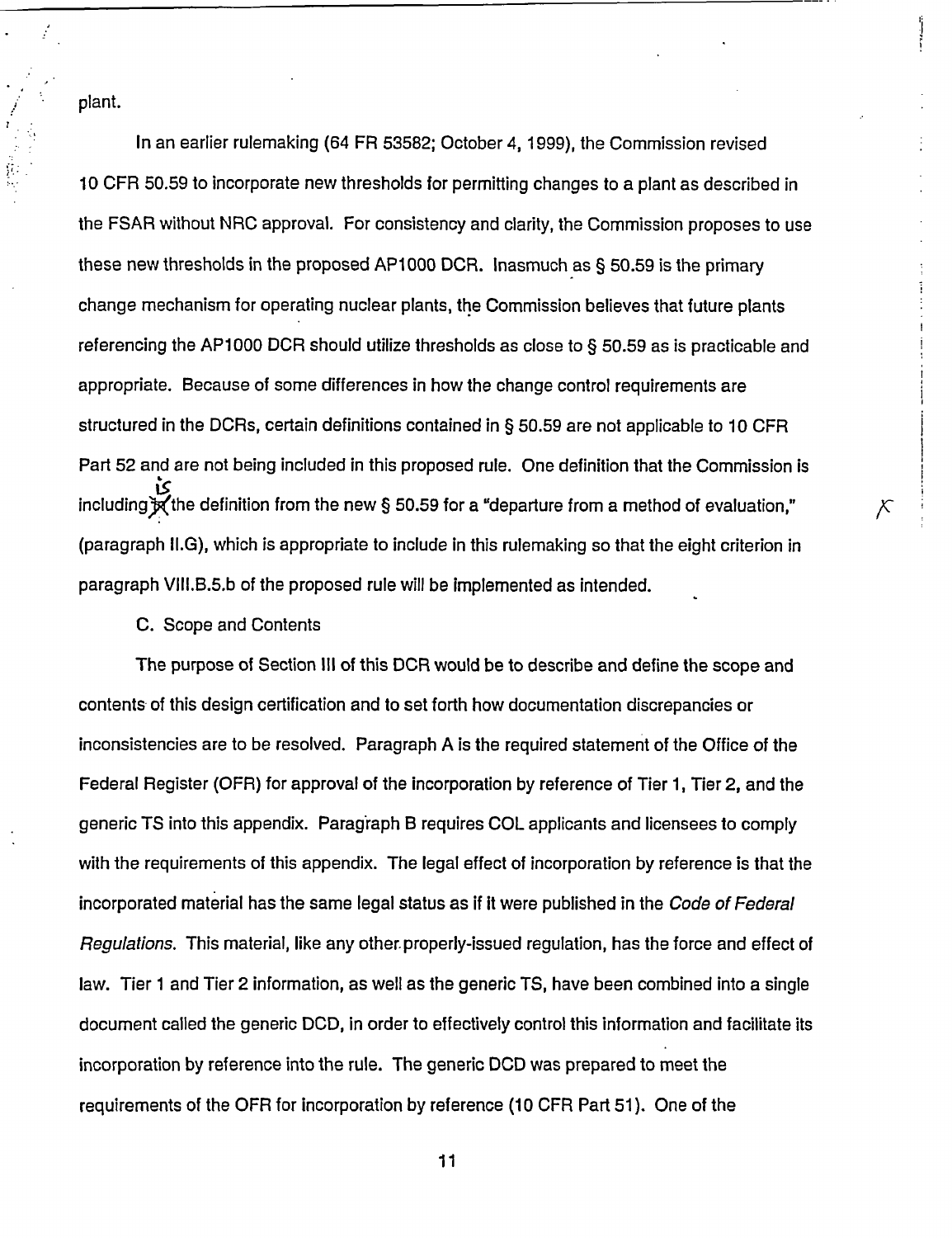plant.

In an earlier rulemaking (64 FR 53582; October 4, 1999), the Commission revised 10 CFR 50.59 to incorporate new thresholds for permitting changes to a plant as described in the FSAR without NRC approval. For consistency and clarity, the Commission proposes to use these new thresholds in the proposed AP1000 DCR. Inasmuch as § 50.59 is the primary change mechanism for operating nuclear plants, the Commission believes that future plants referencing the AP1000 DCR should utilize thresholds as close to § 50.59 as is practicable and appropriate. Because of some differences in how the change control requirements are structured in the DCRs, certain definitions contained in § 50.59 are not applicable to 10 CFR Part 52 and are not being included in this proposed rule. One definition that the Commission is including is the definition from the new § 50.59 for a "departure from a method of evaluation," (paragraph II.G), which is appropriate to include in this rulemaking so that the eight criterion in paragraph VIII.B.5.b of the proposed rule will be implemented as intended.

C. Scope and Contents

The purpose of Section III of this DCR would be to describe and define the scope and contents of this design certification and to set forth how documentation discrepancies or inconsistencies are to be resolved. Paragraph A is the required statement of the Office of the Federal Register (OFR) for approval of the incorporation by reference of Tier 1, Tier 2, and the generic TS into this appendix. Paragraph B requires COL applicants and licensees to comply with the requirements of this appendix. The legal effect of incorporation by reference is that the incorporated material has the same legal status as if it were published in the *Code of Federal Regulations*. This material, like any other properly-issued regulation, has the force and effect of law. Tier 1 and Tier 2 information, as well as the generic TS, have been combined into a single document called the generic DCD, in order to effectively control this information and facilitate its incorporation by reference into the rule. The generic DCD was prepared to meet the requirements of the OFR for incorporation by reference (10 CFR Part 51). One of the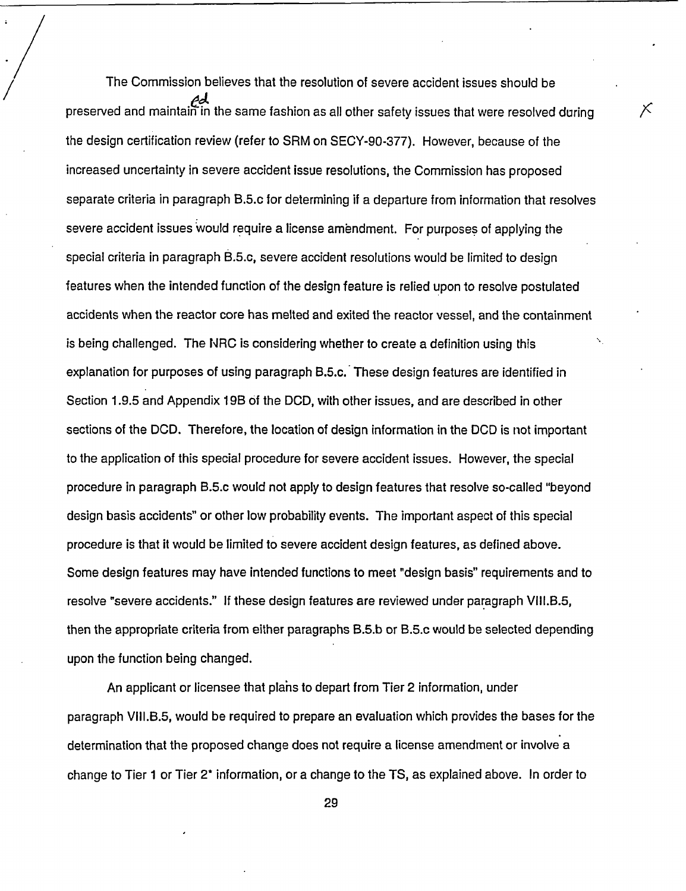The Commission believes that the resolution of severe accident issues should be preserved and maintained in the same fashion as all other safety issues that were resolved during the design certification review (refer to SRM on SECY-90-377). However, because of the increased uncertainty in severe accident issue resolutions, the Commission has proposed separate criteria in paragraph B.5.c for determining if a departure from information that resolves severe accident issues would require a license amendment. For purposes of applying the special criteria in paragraph B.5.c, severe accident resolutions would be limited to design features when the intended function of the design feature is relied upon to resolve postulated accidents when the reactor core has melted and exited the reactor vessel, and the containment is being challenged. The NRC is considering whether to create a definition using this explanation for purposes of using paragraph B.5.c. These design features are identified in Section 1.9.5 and Appendix 19B of the DCD, with other issues, and are described in other sections of the DCD. Therefore, the location of design information in the DCD is not important to the application of this special procedure for severe accident issues. However, the special procedure in paragraph B.5.c would not apply to design features that resolve so-called "beyond design basis accidents" or other low probability events. The important aspect of this special procedure is that it would be limited to severe accident design features, as defined above. Some design features may have intended functions to meet "design basis" requirements and to resolve "severe accidents." If these design features are reviewed under paragraph VIII.B.5, then the appropriate criteria from either paragraphs B.5.b or B.5.c would be selected depending upon the function being changed.

An applicant or licensee that plans to depart from Tier 2 information, under paragraph VIII.B.5, would be required to prepare an evaluation which provides the bases for the determination that the proposed change does not require a license amendment or involve a change to Tier 1 or Tier 2* information, or a change to the TS, as explained above. In order to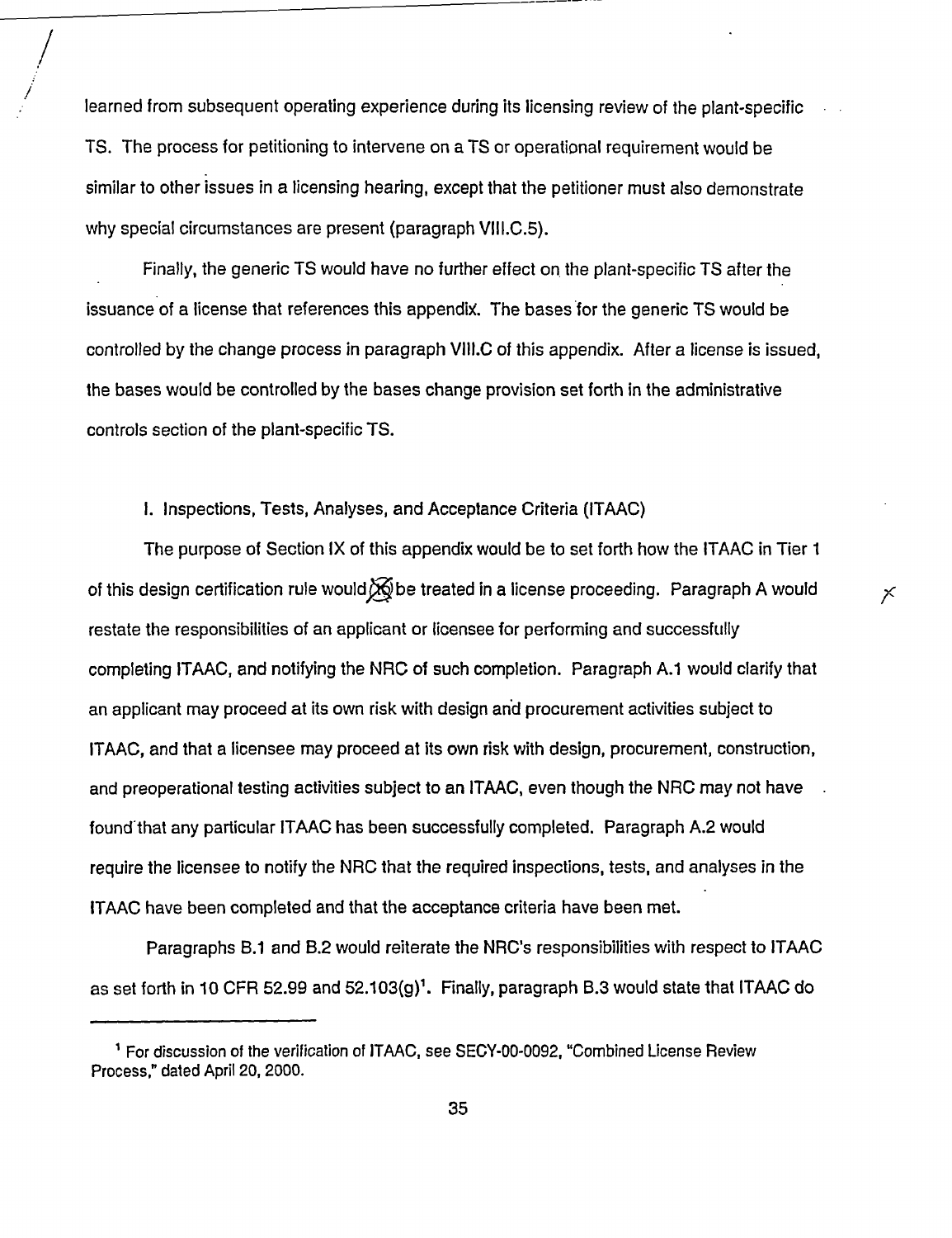learned from subsequent operating experience during its licensing review of the plant-specific TS. The process for petitioning to intervene on a TS or operational requirement would be similar to other issues in a licensing hearing, except that the petitioner must also demonstrate why special circumstances are present (paragraph VIII.C.5).

Finally, the generic TS would have no further effect on the plant-specific TS after the issuance of a license that references this appendix. The bases for the generic TS would be controlled by the change process in paragraph VIII.C of this appendix. After a license is issued, the bases would be controlled by the bases change provision set forth in the administrative controls section of the plant-specific TS.

I. Inspections, Tests, Analyses, and Acceptance Criteria (ITAAC)

The purpose of Section IX of this appendix would be to set forth how the ITAAC in Tier 1 of this design certification rule would be treated in a license proceeding. Paragraph A would restate the responsibilities of an applicant or licensee for performing and successfully completing ITAAC, and notifying the NRC of such completion. Paragraph A.1 would clarify that an applicant may proceed at its own risk with design and procurement activities subject to ITAAC, and that a licensee may proceed at its own risk with design, procurement, construction, and preoperational testing activities subject to an ITAAC, even though the NRC may not have found that any particular ITAAC has been successfully completed. Paragraph A.2 would require the licensee to notify the NRC that the required inspections, tests, and analyses in the ITAAC have been completed and that the acceptance criteria have been met.

Paragraphs B.1 and B.2 would reiterate the NRC's responsibilities with respect to ITAAC as set forth in 10 CFR 52.99 and 52.103(g)[1]. Finally, paragraph B.3 would state that ITAAC do

[1] For discussion of the verification of ITAAC, see SECY-00-0092, "Combined License Review Process," dated April 20, 2000.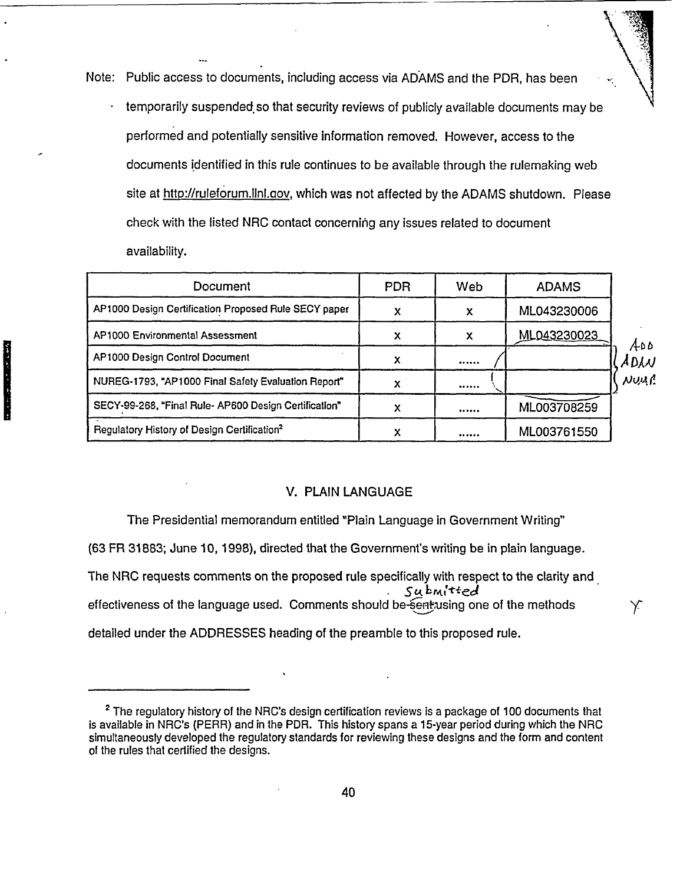Note: Public access to documents, including access via ADAMS and the PDR, has been temporarily suspended so that security reviews of publicly available documents may be performed and potentially sensitive information removed. However, access to the documents identified in this rule continues to be available through the rulemaking web site at http://ruleforum.llnl.gov, which was not affected by the ADAMS shutdown. Please check with the listed NRC contact concerning any issues related to document availability.

| Document | PDR | Web | ADAMS |
|---|---|---|---|
| AP1000 Design Certification Proposed Rule SECY paper | x | x | ML043230006 |
| AP1000 Environmental Assessment | x | x | ML043230023 |
| AP1000 Design Control Document | x | ...... | |
| NUREG-1793, "AP1000 Final Safety Evaluation Report" | x | ...... | |
| SECY-99-268, "Final Rule- AP600 Design Certification" | x | ...... | ML003708259 |
| Regulatory History of Design Certification[2] | x | ...... | ML003761550 |

Add ADAMS Num.

## V. PLAIN LANGUAGE

The Presidential memorandum entitled "Plain Language in Government Writing" (63 FR 31883; June 10, 1998), directed that the Government's writing be in plain language. The NRC requests comments on the proposed rule specifically with respect to the clarity and effectiveness of the language used. Comments should be ~~sent~~ submitted using one of the methods detailed under the ADDRESSES heading of the preamble to this proposed rule.

---

[2] The regulatory history of the NRC's design certification reviews is a package of 100 documents that is available in NRC's (PERR) and in the PDR. This history spans a 15-year period during which the NRC simultaneously developed the regulatory standards for reviewing these designs and the form and content of the rules that certified the designs.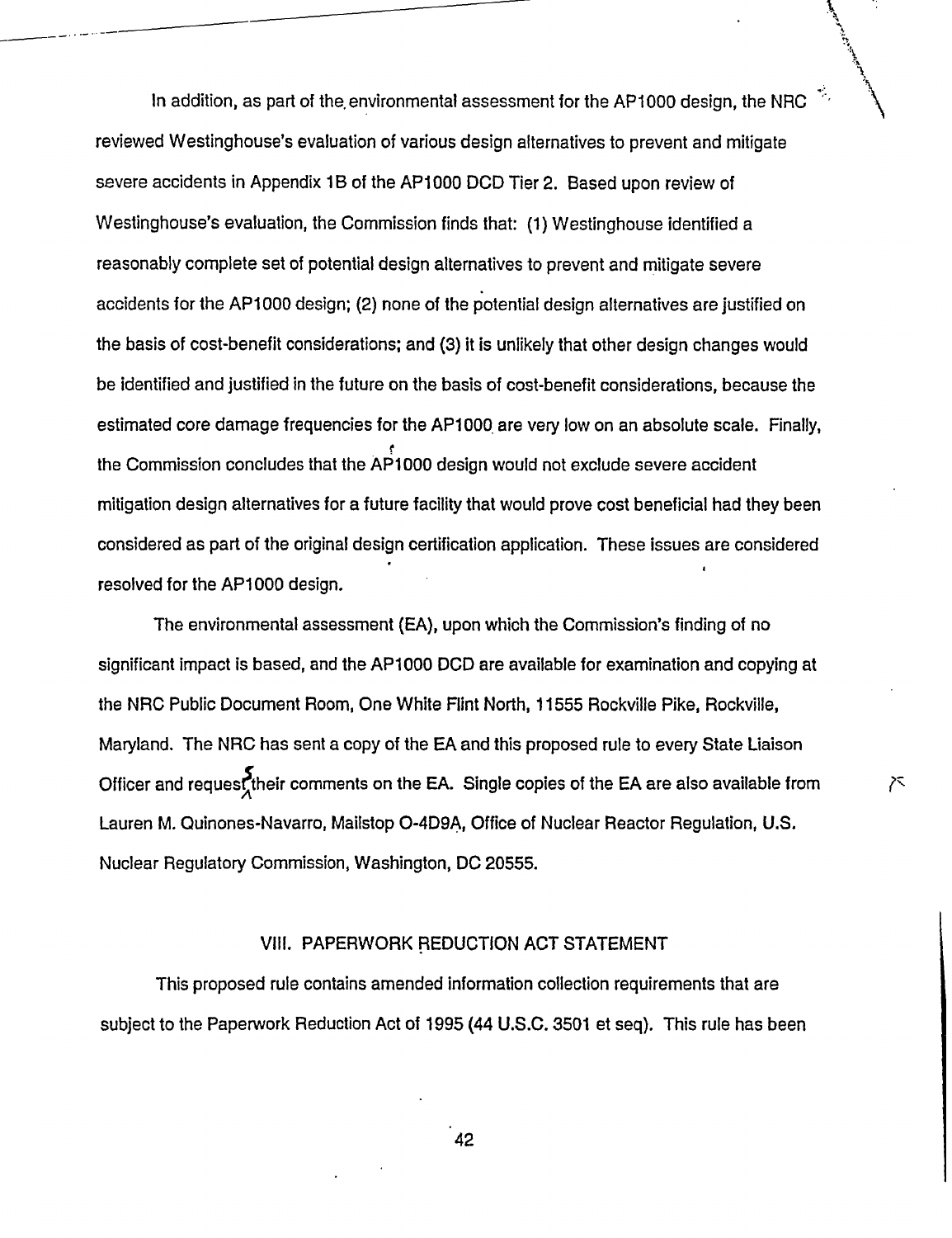In addition, as part of the environmental assessment for the AP1000 design, the NRC reviewed Westinghouse's evaluation of various design alternatives to prevent and mitigate severe accidents in Appendix 1B of the AP1000 DCD Tier 2. Based upon review of Westinghouse's evaluation, the Commission finds that: (1) Westinghouse identified a reasonably complete set of potential design alternatives to prevent and mitigate severe accidents for the AP1000 design; (2) none of the potential design alternatives are justified on the basis of cost-benefit considerations; and (3) it is unlikely that other design changes would be identified and justified in the future on the basis of cost-benefit considerations, because the estimated core damage frequencies for the AP1000 are very low on an absolute scale. Finally, the Commission concludes that the AP1000 design would not exclude severe accident mitigation design alternatives for a future facility that would prove cost beneficial had they been considered as part of the original design certification application. These issues are considered resolved for the AP1000 design.

The environmental assessment (EA), upon which the Commission's finding of no significant impact is based, and the AP1000 DCD are available for examination and copying at the NRC Public Document Room, One White Flint North, 11555 Rockville Pike, Rockville, Maryland. The NRC has sent a copy of the EA and this proposed rule to every State Liaison Officer and requests their comments on the EA. Single copies of the EA are also available from Lauren M. Quinones-Navarro, Mailstop O-4D9A, Office of Nuclear Reactor Regulation, U.S. Nuclear Regulatory Commission, Washington, DC 20555.

## VIII. PAPERWORK REDUCTION ACT STATEMENT

This proposed rule contains amended information collection requirements that are subject to the Paperwork Reduction Act of 1995 (44 U.S.C. 3501 et seq). This rule has been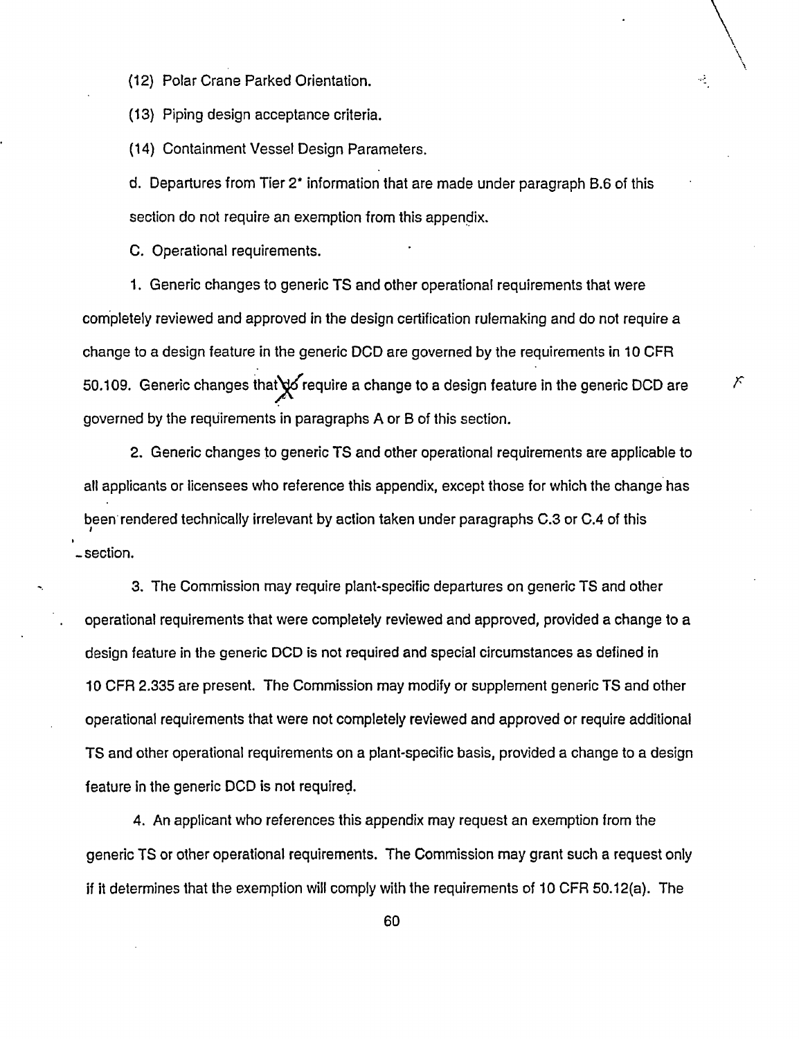(12) Polar Crane Parked Orientation.

(13) Piping design acceptance criteria.

(14) Containment Vessel Design Parameters.

d. Departures from Tier 2* information that are made under paragraph B.6 of this section do not require an exemption from this appendix.

C. Operational requirements.

1. Generic changes to generic TS and other operational requirements that were completely reviewed and approved in the design certification rulemaking and do not require a change to a design feature in the generic DCD are governed by the requirements in 10 CFR 50.109. Generic changes that do require a change to a design feature in the generic DCD are governed by the requirements in paragraphs A or B of this section.

2. Generic changes to generic TS and other operational requirements are applicable to all applicants or licensees who reference this appendix, except those for which the change has been rendered technically irrelevant by action taken under paragraphs C.3 or C.4 of this section.

3. The Commission may require plant-specific departures on generic TS and other operational requirements that were completely reviewed and approved, provided a change to a design feature in the generic DCD is not required and special circumstances as defined in 10 CFR 2.335 are present. The Commission may modify or supplement generic TS and other operational requirements that were not completely reviewed and approved or require additional TS and other operational requirements on a plant-specific basis, provided a change to a design feature in the generic DCD is not required.

4. An applicant who references this appendix may request an exemption from the generic TS or other operational requirements. The Commission may grant such a request only if it determines that the exemption will comply with the requirements of 10 CFR 50.12(a). The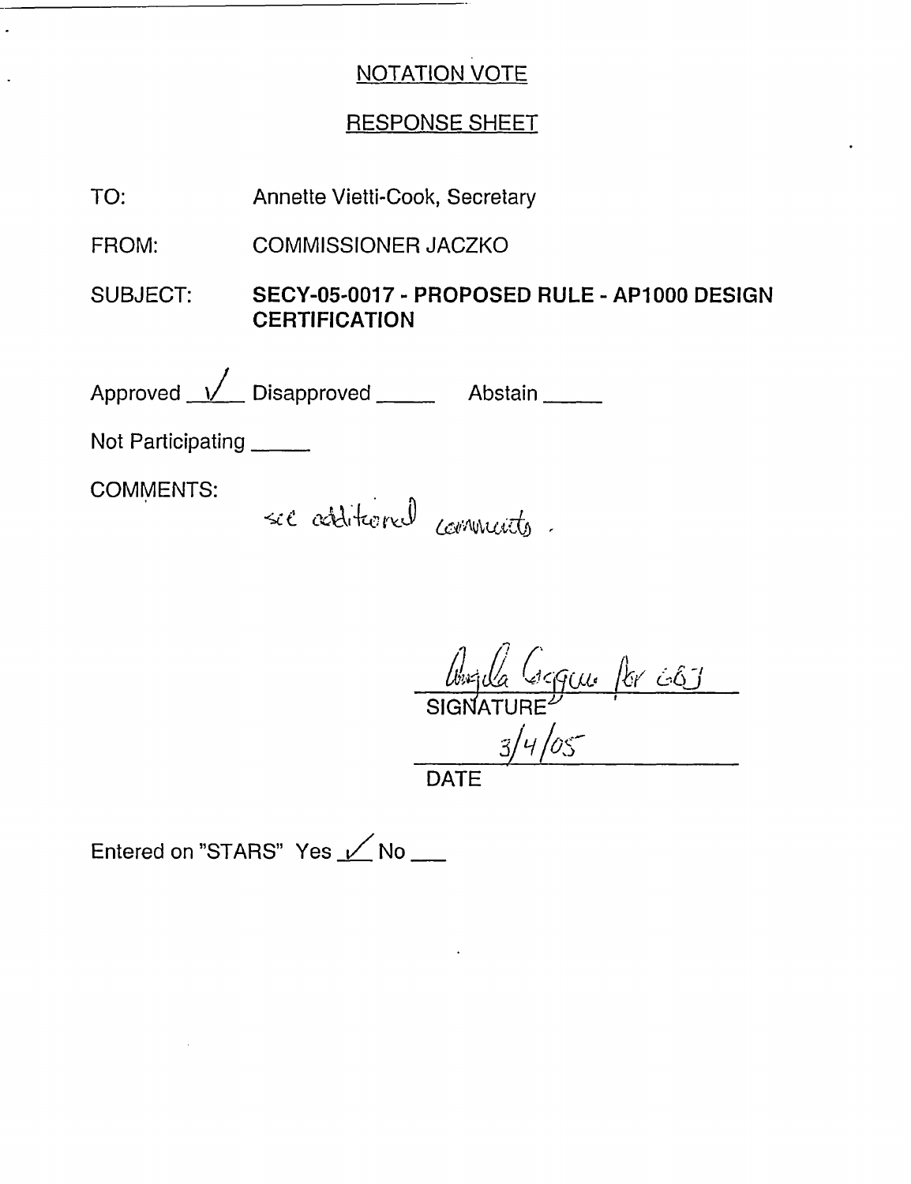## NOTATION VOTE

## RESPONSE SHEET

TO: Annette Vietti-Cook, Secretary

FROM: COMMISSIONER JACZKO

SUBJECT: **SECY-05-0017 - PROPOSED RULE - AP1000 DESIGN CERTIFICATION**

Approved ✓ Disapproved _____ Abstain _____

Not Participating _____

COMMENTS:

see additional comments.

Angela Coggins for GBJ
SIGNATURE

3/4/05
DATE

Entered on "STARS" Yes ✓ No ___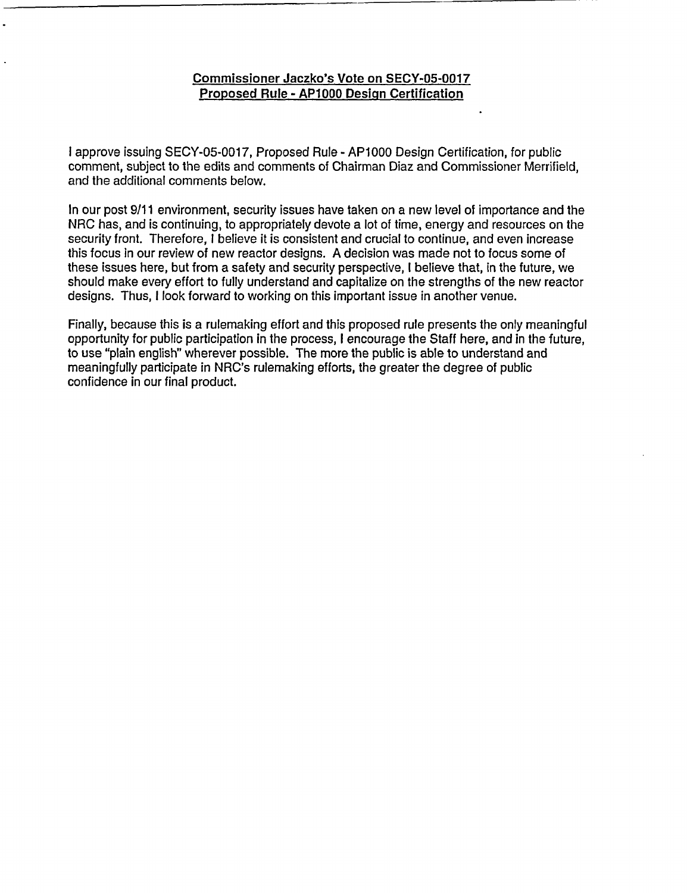## Commissioner Jaczko's Vote on SECY-05-0017 Proposed Rule - AP1000 Design Certification

I approve issuing SECY-05-0017, Proposed Rule - AP1000 Design Certification, for public comment, subject to the edits and comments of Chairman Diaz and Commissioner Merrifield, and the additional comments below.

In our post 9/11 environment, security issues have taken on a new level of importance and the NRC has, and is continuing, to appropriately devote a lot of time, energy and resources on the security front. Therefore, I believe it is consistent and crucial to continue, and even increase this focus in our review of new reactor designs. A decision was made not to focus some of these issues here, but from a safety and security perspective, I believe that, in the future, we should make every effort to fully understand and capitalize on the strengths of the new reactor designs. Thus, I look forward to working on this important issue in another venue.

Finally, because this is a rulemaking effort and this proposed rule presents the only meaningful opportunity for public participation in the process, I encourage the Staff here, and in the future, to use "plain english" wherever possible. The more the public is able to understand and meaningfully participate in NRC's rulemaking efforts, the greater the degree of public confidence in our final product.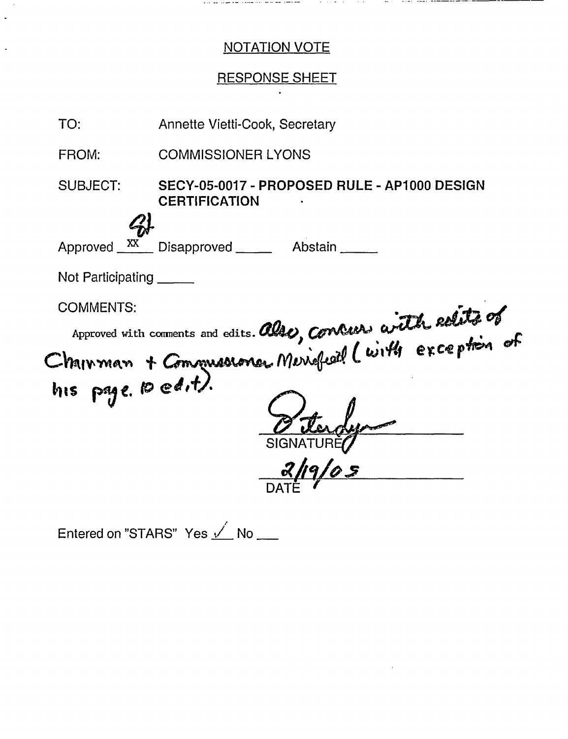NOTATION VOTE

RESPONSE SHEET

TO: Annette Vietti-Cook, Secretary

FROM: COMMISSIONER LYONS

SUBJECT: **SECY-05-0017 - PROPOSED RULE - AP1000 DESIGN CERTIFICATION**

Approved \_XX\_ Disapproved \_\_\_\_\_ Abstain \_\_\_\_\_

Not Participating \_\_\_\_\_

COMMENTS:

Approved with comments and edits. Also, concur with edits of Chairman + Commissioner Merrifield (with exception of his page 10 edit).

SIGNATURE

2/19/05

DATE

Entered on "STARS" Yes ✓ No \_\_\_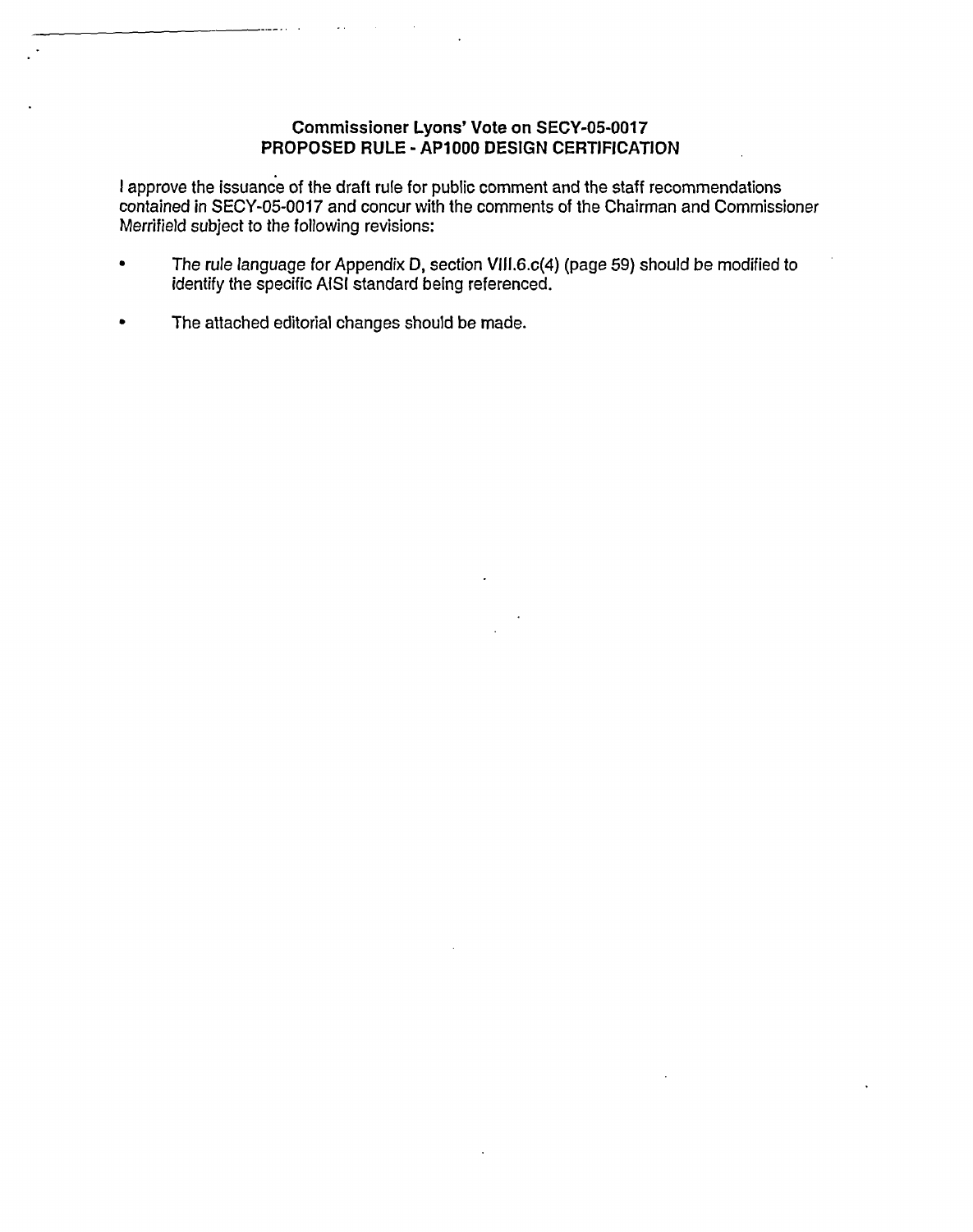**Commissioner Lyons' Vote on SECY-05-0017**
**PROPOSED RULE - AP1000 DESIGN CERTIFICATION**

I approve the issuance of the draft rule for public comment and the staff recommendations contained in SECY-05-0017 and concur with the comments of the Chairman and Commissioner Merrifield subject to the following revisions:

- The rule language for Appendix D, section VIII.6.c(4) (page 59) should be modified to identify the specific AISI standard being referenced.
- The attached editorial changes should be made.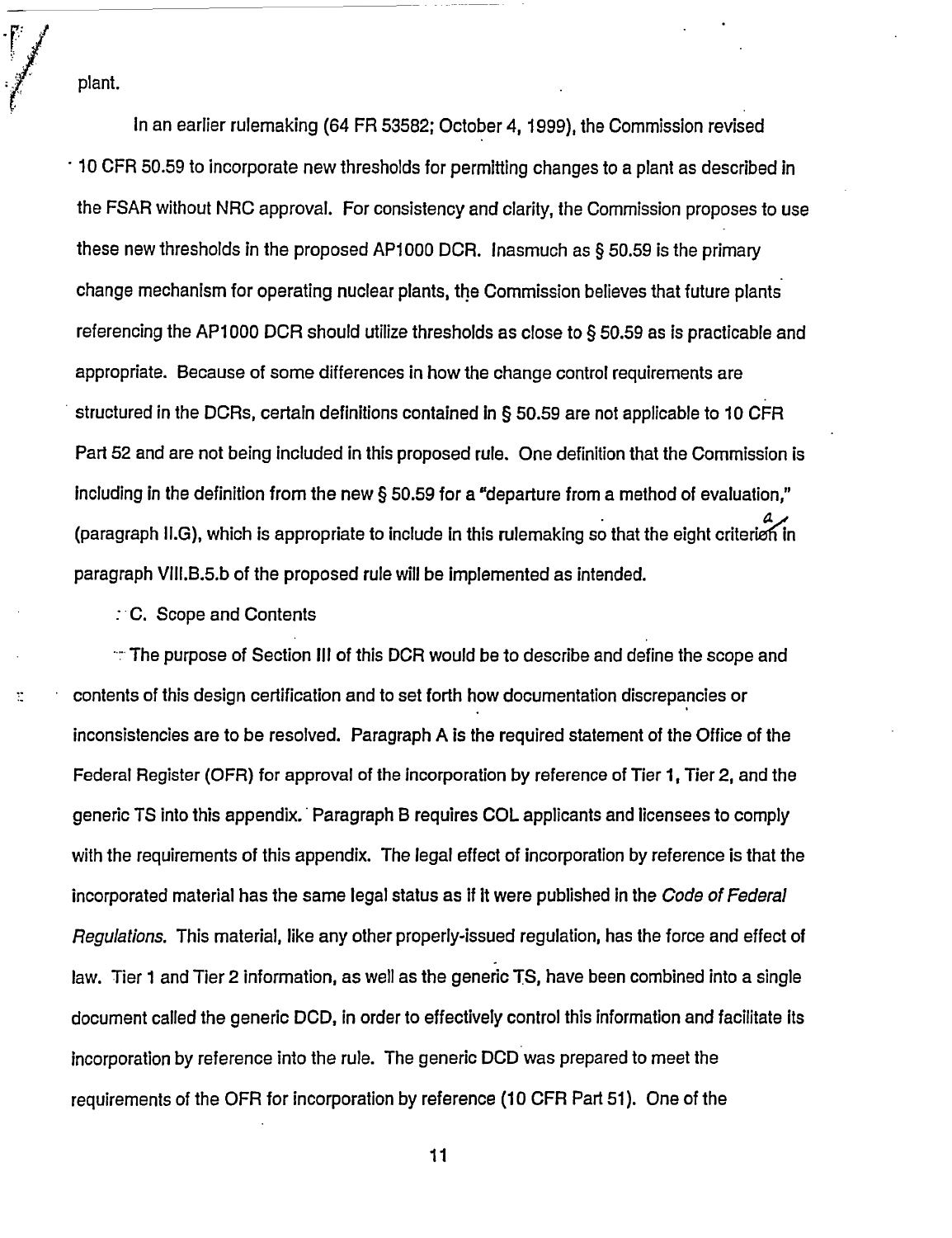plant.

In an earlier rulemaking (64 FR 53582; October 4, 1999), the Commission revised 10 CFR 50.59 to incorporate new thresholds for permitting changes to a plant as described in the FSAR without NRC approval. For consistency and clarity, the Commission proposes to use these new thresholds in the proposed AP1000 DCR. Inasmuch as § 50.59 is the primary change mechanism for operating nuclear plants, the Commission believes that future plants referencing the AP1000 DCR should utilize thresholds as close to § 50.59 as is practicable and appropriate. Because of some differences in how the change control requirements are structured in the DCRs, certain definitions contained in § 50.59 are not applicable to 10 CFR Part 52 and are not being included in this proposed rule. One definition that the Commission is including in the definition from the new § 50.59 for a "departure from a method of evaluation," (paragraph II.G), which is appropriate to include in this rulemaking so that the eight criteria in paragraph VIII.B.5.b of the proposed rule will be implemented as intended.

C. Scope and Contents

The purpose of Section III of this DCR would be to describe and define the scope and contents of this design certification and to set forth how documentation discrepancies or inconsistencies are to be resolved. Paragraph A is the required statement of the Office of the Federal Register (OFR) for approval of the incorporation by reference of Tier 1, Tier 2, and the generic TS into this appendix. Paragraph B requires COL applicants and licensees to comply with the requirements of this appendix. The legal effect of incorporation by reference is that the incorporated material has the same legal status as if it were published in the *Code of Federal Regulations*. This material, like any other properly-issued regulation, has the force and effect of law. Tier 1 and Tier 2 information, as well as the generic TS, have been combined into a single document called the generic DCD, in order to effectively control this information and facilitate its incorporation by reference into the rule. The generic DCD was prepared to meet the requirements of the OFR for incorporation by reference (10 CFR Part 51). One of the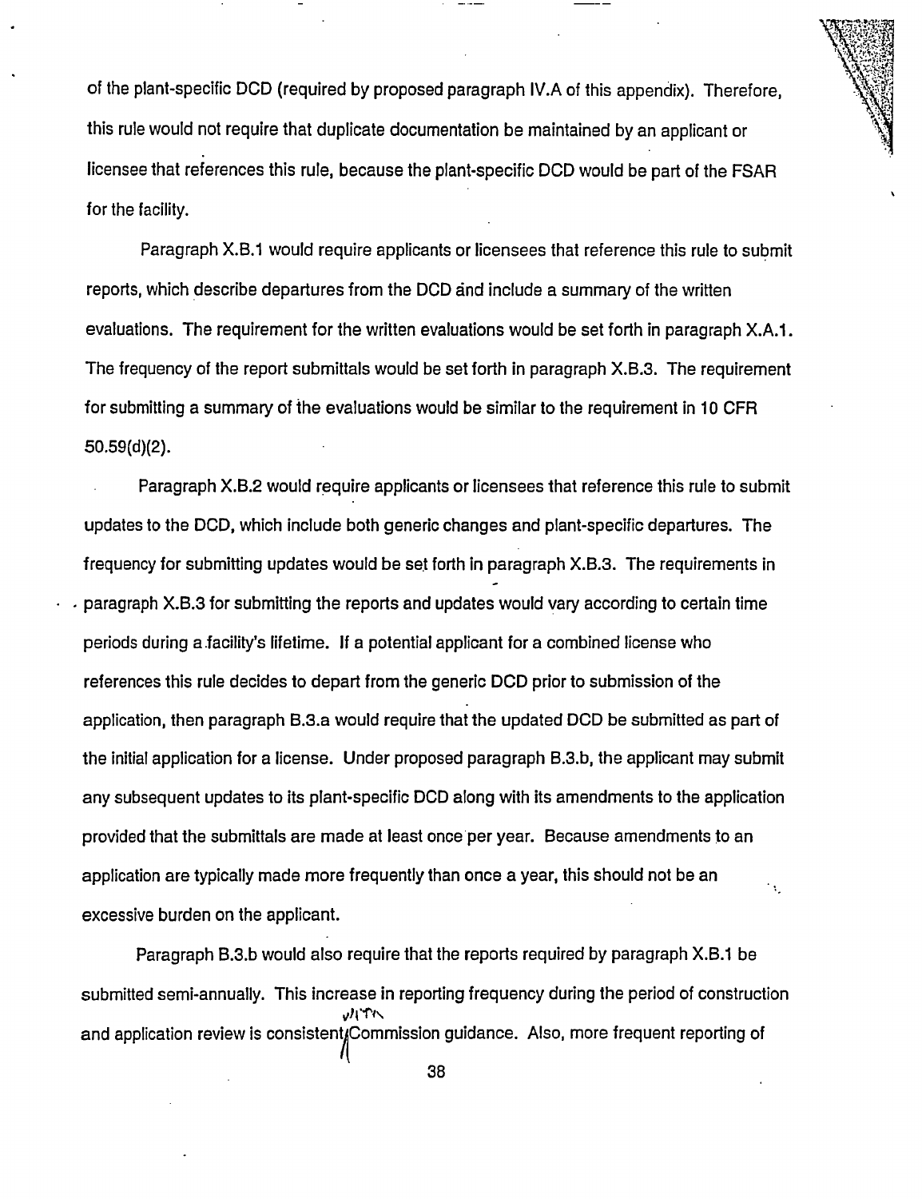of the plant-specific DCD (required by proposed paragraph IV.A of this appendix). Therefore, this rule would not require that duplicate documentation be maintained by an applicant or licensee that references this rule, because the plant-specific DCD would be part of the FSAR for the facility.

Paragraph X.B.1 would require applicants or licensees that reference this rule to submit reports, which describe departures from the DCD and include a summary of the written evaluations. The requirement for the written evaluations would be set forth in paragraph X.A.1. The frequency of the report submittals would be set forth in paragraph X.B.3. The requirement for submitting a summary of the evaluations would be similar to the requirement in 10 CFR 50.59(d)(2).

Paragraph X.B.2 would require applicants or licensees that reference this rule to submit updates to the DCD, which include both generic changes and plant-specific departures. The frequency for submitting updates would be set forth in paragraph X.B.3. The requirements in paragraph X.B.3 for submitting the reports and updates would vary according to certain time periods during a facility's lifetime. If a potential applicant for a combined license who references this rule decides to depart from the generic DCD prior to submission of the application, then paragraph B.3.a would require that the updated DCD be submitted as part of the initial application for a license. Under proposed paragraph B.3.b, the applicant may submit any subsequent updates to its plant-specific DCD along with its amendments to the application provided that the submittals are made at least once per year. Because amendments to an application are typically made more frequently than once a year, this should not be an excessive burden on the applicant.

Paragraph B.3.b would also require that the reports required by paragraph X.B.1 be submitted semi-annually. This increase in reporting frequency during the period of construction and application review is consistent with Commission guidance. Also, more frequent reporting of